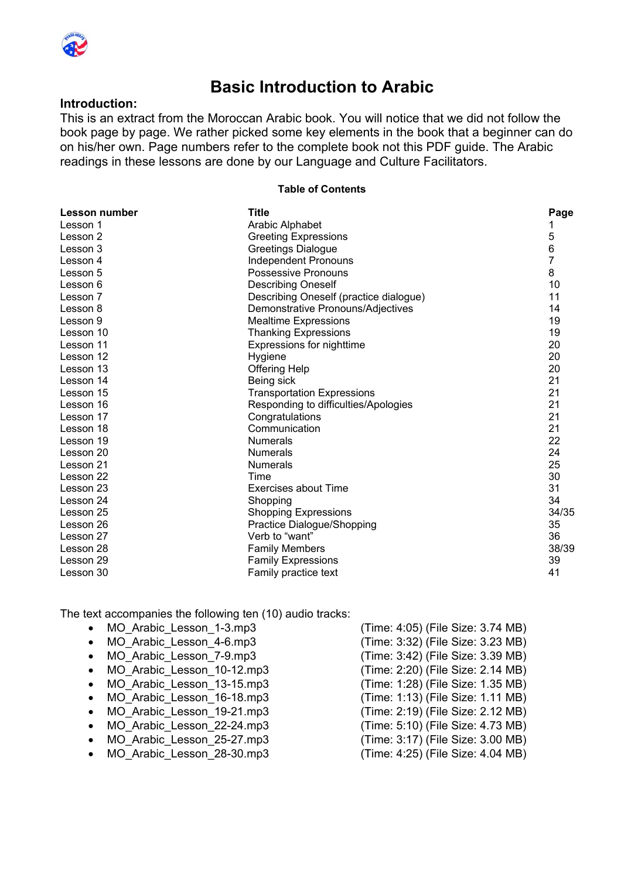# Basic Introduction to Arabic

**Introduction:**

This is an extract from the Moroccan Arabic book. You will notice that we did not follow the book page by page. We rather picked some key elements in the book that a beginner can do on his/her own. Page numbers refer to the complete book not this PDF guide. The Arabic readings in these lessons are done by our Language and Culture Facilitators.

**Table of Contents**

| Lesson number | Title | Page |
|---|---|---|
| Lesson 1 | Arabic Alphabet | 1 |
| Lesson 2 | Greeting Expressions | 5 |
| Lesson 3 | Greetings Dialogue | 6 |
| Lesson 4 | Independent Pronouns | 7 |
| Lesson 5 | Possessive Pronouns | 8 |
| Lesson 6 | Describing Oneself | 10 |
| Lesson 7 | Describing Oneself (practice dialogue) | 11 |
| Lesson 8 | Demonstrative Pronouns/Adjectives | 14 |
| Lesson 9 | Mealtime Expressions | 19 |
| Lesson 10 | Thanking Expressions | 19 |
| Lesson 11 | Expressions for nighttime | 20 |
| Lesson 12 | Hygiene | 20 |
| Lesson 13 | Offering Help | 20 |
| Lesson 14 | Being sick | 21 |
| Lesson 15 | Transportation Expressions | 21 |
| Lesson 16 | Responding to difficulties/Apologies | 21 |
| Lesson 17 | Congratulations | 21 |
| Lesson 18 | Communication | 21 |
| Lesson 19 | Numerals | 22 |
| Lesson 20 | Numerals | 24 |
| Lesson 21 | Numerals | 25 |
| Lesson 22 | Time | 30 |
| Lesson 23 | Exercises about Time | 31 |
| Lesson 24 | Shopping | 34 |
| Lesson 25 | Shopping Expressions | 34/35 |
| Lesson 26 | Practice Dialogue/Shopping | 35 |
| Lesson 27 | Verb to "want" | 36 |
| Lesson 28 | Family Members | 38/39 |
| Lesson 29 | Family Expressions | 39 |
| Lesson 30 | Family practice text | 41 |

The text accompanies the following ten (10) audio tracks:

- MO_Arabic_Lesson_1-3.mp3 (Time: 4:05) (File Size: 3.74 MB)
- MO_Arabic_Lesson_4-6.mp3 (Time: 3:32) (File Size: 3.23 MB)
- MO_Arabic_Lesson_7-9.mp3 (Time: 3:42) (File Size: 3.39 MB)
- MO_Arabic_Lesson_10-12.mp3 (Time: 2:20) (File Size: 2.14 MB)
- MO_Arabic_Lesson_13-15.mp3 (Time: 1:28) (File Size: 1.35 MB)
- MO_Arabic_Lesson_16-18.mp3 (Time: 1:13) (File Size: 1.11 MB)
- MO_Arabic_Lesson_19-21.mp3 (Time: 2:19) (File Size: 2.12 MB)
- MO_Arabic_Lesson_22-24.mp3 (Time: 5:10) (File Size: 4.73 MB)
- MO_Arabic_Lesson_25-27.mp3 (Time: 3:17) (File Size: 3.00 MB)
- MO_Arabic_Lesson_28-30.mp3 (Time: 4:25) (File Size: 4.04 MB)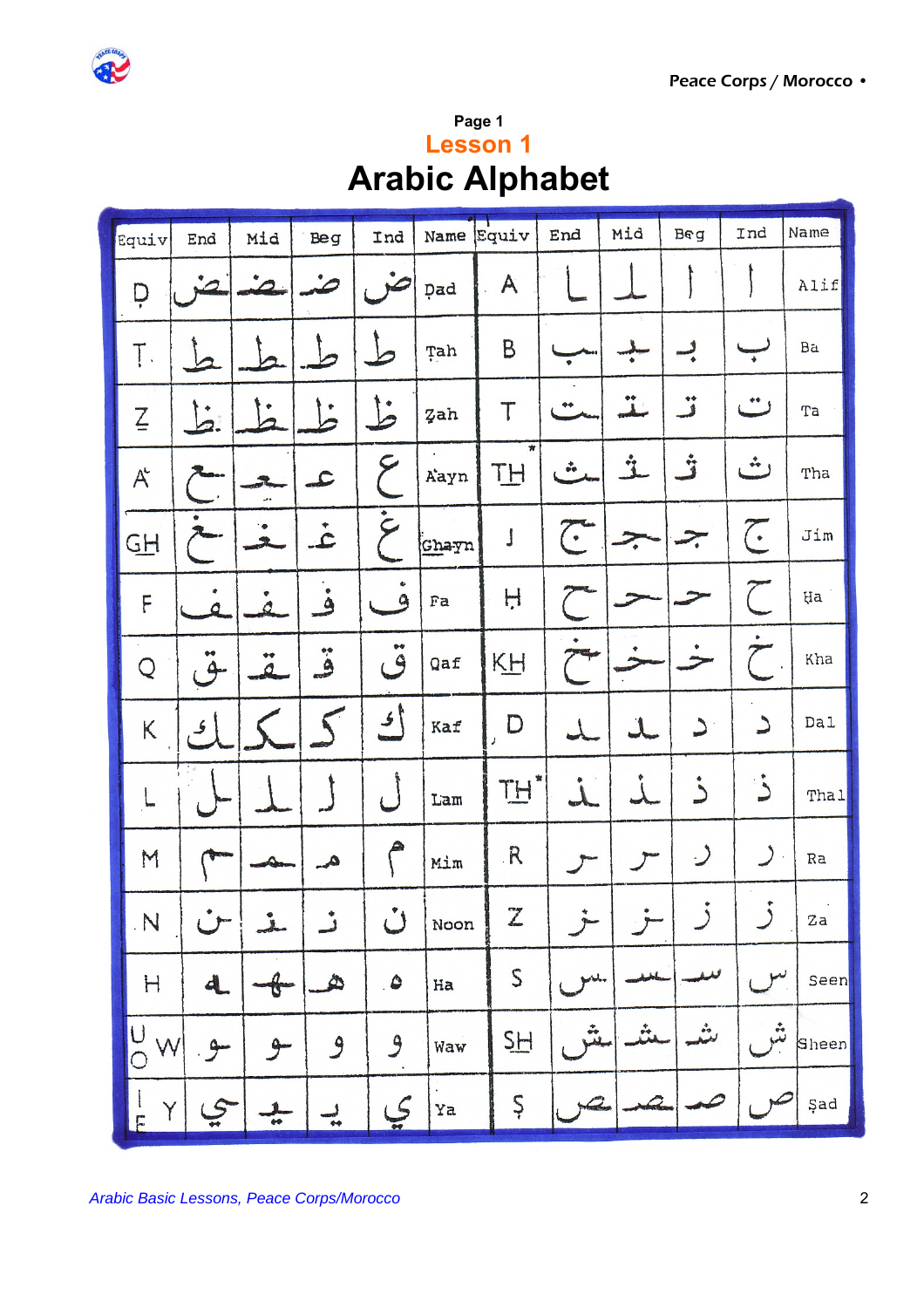Page 1

# Lesson 1

# Arabic Alphabet

| Equiv | End | Mid | Beg | Ind | Name | Equiv | End | Mid | Beg | Ind | Name |
|---|---|---|---|---|---|---|---|---|---|---|---|
| Ḍ | ـض | ـضـ | ضـ | ض | Ḍad | A | ـا | ـا | ا | ا | Alif |
| Ṭ | ـط | ـطـ | طـ | ط | Ṭah | B | ـب | ـبـ | بـ | ب | Ba |
| Ẓ | ـظ | ـظـ | ظـ | ظ | Ẓah | T | ـت | ـتـ | تـ | ت | Ta |
| Aᶜ | ـع | ـعـ | عـ | ع | Aᶜayn | TH* | ـث | ـثـ | ثـ | ث | Tha |
| GH | ـغ | ـغـ | غـ | غ | Ghayn | J | ـج | ـجـ | جـ | ج | Jim |
| F | ـف | ـفـ | فـ | ف | Fa | Ḥ | ـح | ـحـ | حـ | ح | Ḥa |
| Q | ـق | ـقـ | قـ | ق | Qaf | KH | ـخ | ـخـ | خـ | خ | Kha |
| K | ـك | ـكـ | كـ | ك | Kaf | D | ـد | ـد | د | د | Dal |
| L | ـل | ـلـ | لـ | ل | Lam | TH* | ـذ | ـذ | ذ | ذ | Thal |
| M | ـم | ـمـ | مـ | م | Mim | R | ـر | ـر | ر | ر | Ra |
| N | ـن | ـنـ | نـ | ن | Noon | Z | ـز | ـز | ز | ز | Za |
| H | ـه | ـهـ | هـ | ه | Ha | S | ـس | ـسـ | سـ | س | Seen |
| U O W | ـو | ـو | و | و | Waw | SH | ـش | ـشـ | شـ | ش | Sheen |
| I E Y | ـي | ـيـ | يـ | ي | Ya | Ṣ | ـص | ـصـ | صـ | ص | Ṣad |

*Arabic Basic Lessons, Peace Corps/Morocco*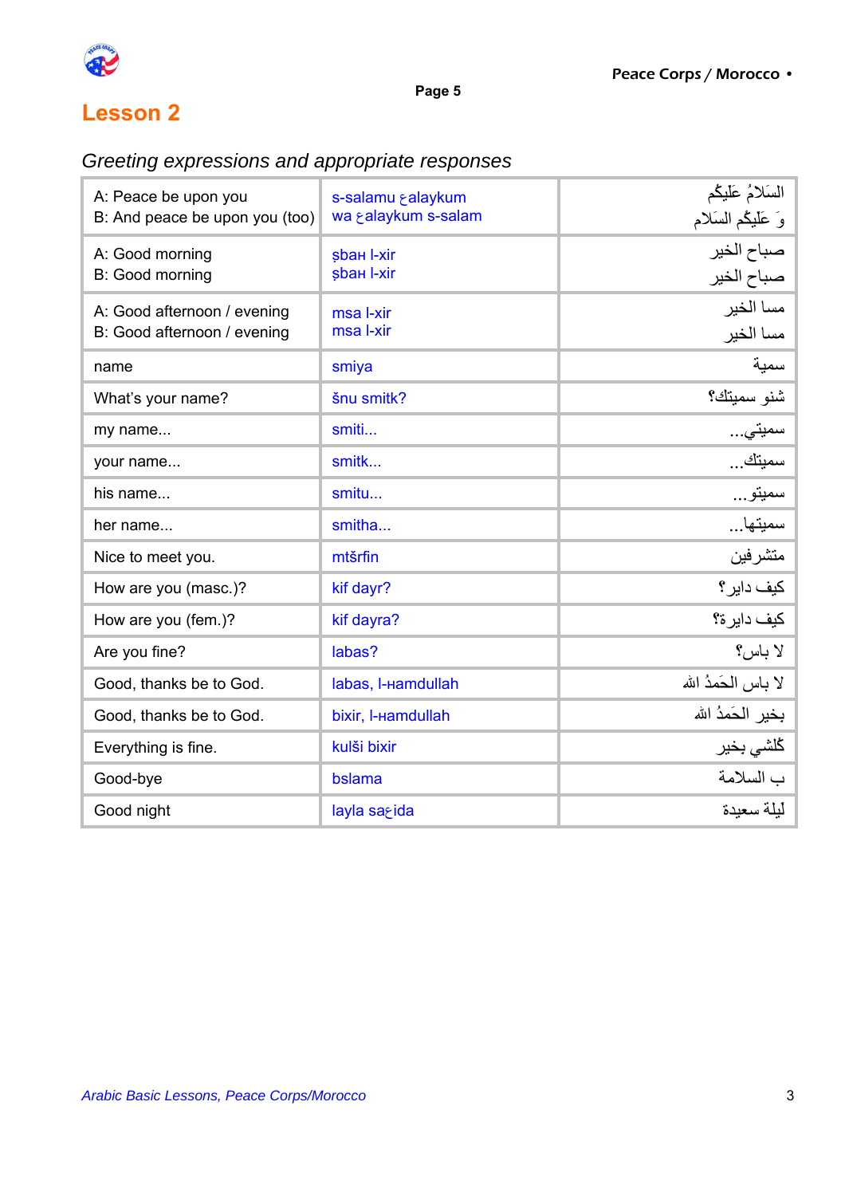## Lesson 2

*Greeting expressions and appropriate responses*

| | | |
|---|---|---|
| A: Peace be upon you<br>B: And peace be upon you (too) | s-salamu ع alaykum<br>wa ع alaykum s-salam | السَلامُ عَلَيكُم<br>وَ عَلَيكُم السَلام |
| A: Good morning<br>B: Good morning | ṣbaн l-xir<br>ṣbaн l-xir | صباح الخير<br>صباح الخير |
| A: Good afternoon / evening<br>B: Good afternoon / evening | msa l-xir<br>msa l-xir | مسا الخير<br>مسا الخير |
| name | smiya | سمية |
| What's your name? | šnu smitk? | شنو سميتك؟ |
| my name... | smiti... | سميتي... |
| your name... | smitk... | سميتك... |
| his name... | smitu... | سميتو... |
| her name... | smitha... | سميتها... |
| Nice to meet you. | mtšrfin | متشرفين |
| How are you (masc.)? | kif dayr? | كيف داير؟ |
| How are you (fem.)? | kif dayra? | كيف دايرة؟ |
| Are you fine? | labas? | لا باس؟ |
| Good, thanks be to God. | labas, l-нamdullah | لا باس الحَمدُ الله |
| Good, thanks be to God. | bixir, l-нamdullah | بخير الحَمدُ الله |
| Everything is fine. | kulši bixir | كُلشي بخير |
| Good-bye | bslama | ب السلامة |
| Good night | layla saعida | ليلة سعيدة |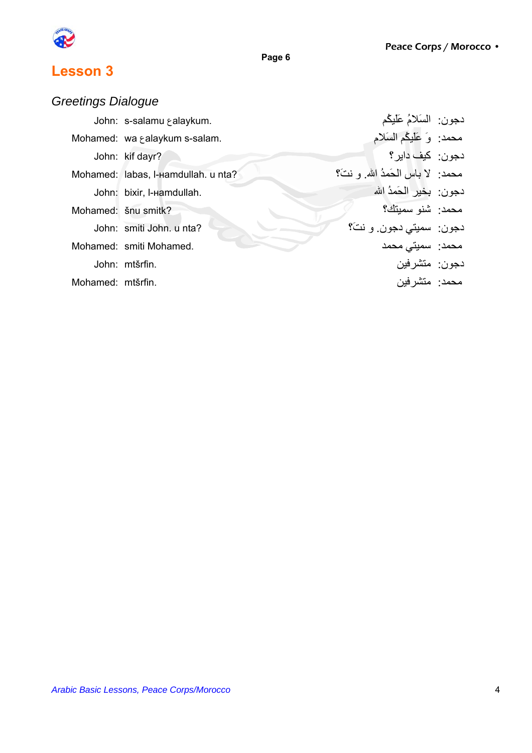# Lesson 3

## *Greetings Dialogue*

| | | |
|---|---|---|
| John: | s-salamu ɛalaykum. | دجون:  السَلاَمُ عَلَيكُم |
| Mohamed: | wa ɛalaykum s-salam. | محمد:  وَ عَلَيكُم السَلاَم |
| John: | kif dayr? | دجون:  كيف داير؟ |
| Mohamed: | labas, l-ɦamdullah. u nta? | محمد:  لا باس الحَمدُ الله. و نتَ؟ |
| John: | bixir, l-ɦamdullah. | دجون:  بخير الحَمدُ الله |
| Mohamed: | šnu smitk? | محمد:  شنو سميتك؟ |
| John: | smiti John. u nta? | دجون:  سميتي دجون. و نتَ؟ |
| Mohamed: | smiti Mohamed. | محمد:  سميتي محمد |
| John: | mtšrfin. | دجون:  متشرفين |
| Mohamed: | mtšrfin. | محمد:  متشرفين |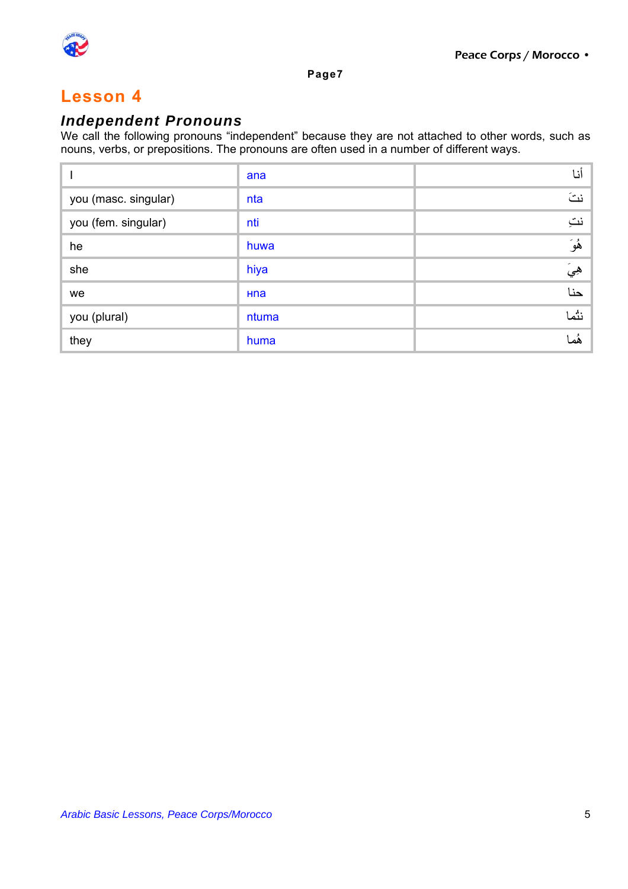# Lesson 4

### *Independent Pronouns*

We call the following pronouns “independent” because they are not attached to other words, such as nouns, verbs, or prepositions. The pronouns are often used in a number of different ways.

| | | |
|---|---|---|
| I | ana | أنا |
| you (masc. singular) | nta | نتَ |
| you (fem. singular) | nti | نتِ |
| he | huwa | هُوَ |
| she | hiya | هِيَ |
| we | ʜna | حنا |
| you (plural) | ntuma | نتُما |
| they | huma | هُما |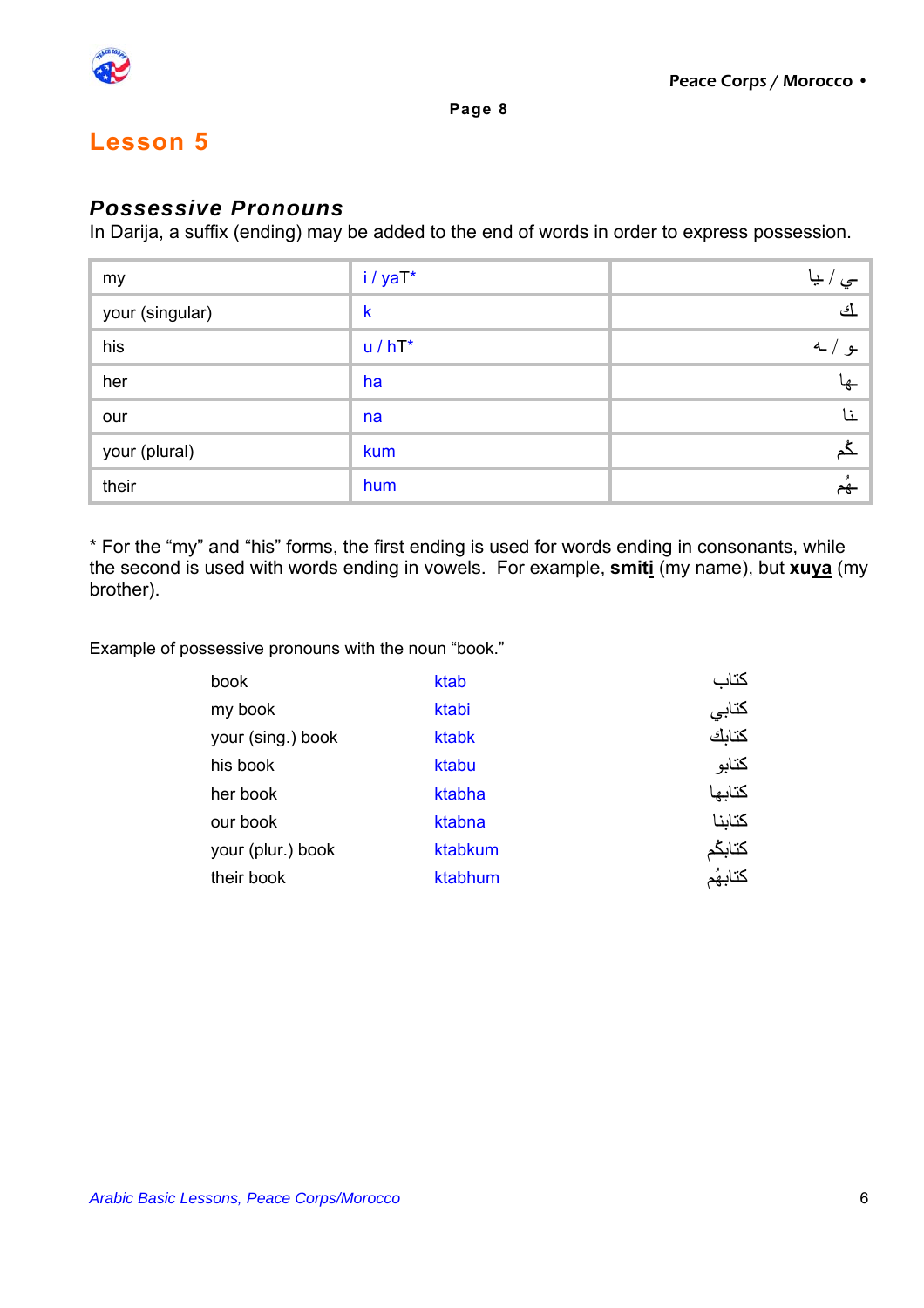## Lesson 5

### *Possessive Pronouns*

In Darija, a suffix (ending) may be added to the end of words in order to express possession.

| | | |
|---|---|---|
| my | i / yaT* | ـي / ـيا |
| your (singular) | k | ـك |
| his | u / hT* | ـو / ـه |
| her | ha | ـها |
| our | na | ـنا |
| your (plural) | kum | ـكُم |
| their | hum | ـهُم |

\* For the “my” and “his” forms, the first ending is used for words ending in consonants, while the second is used with words ending in vowels. For example, **smit<u>i</u>** (my name), but **xu<u>ya</u>** (my brother).

Example of possessive pronouns with the noun “book.”

| | | |
|---|---|---|
| book | ktab | كتاب |
| my book | ktabi | كتابي |
| your (sing.) book | ktabk | كتابك |
| his book | ktabu | كتابو |
| her book | ktabha | كتابها |
| our book | ktabna | كتابنا |
| your (plur.) book | ktabkum | كتابكُم |
| their book | ktabhum | كتابهُم |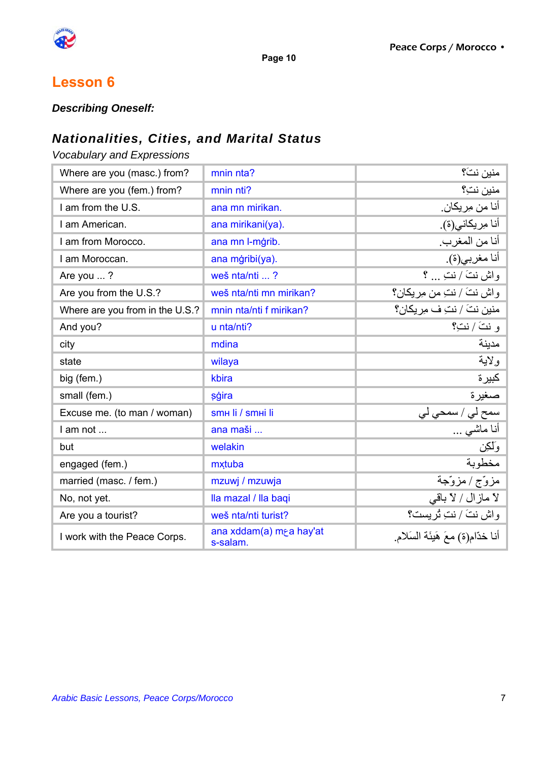# Lesson 6

***Describing Oneself:***

## Nationalities, Cities, and Marital Status

*Vocabulary and Expressions*

| Where are you (masc.) from? | mnin nta? | منين نتَ؟ |
|---|---|---|
| Where are you (fem.) from? | mnin nti? | منين نتِ؟ |
| I am from the U.S. | ana mn mirikan. | أنا من مِريكان. |
| I am American. | ana mirikani(ya). | أنا مِريكاني(ة). |
| I am from Morocco. | ana mn l-mġrib. | أنا من المغرب. |
| I am Moroccan. | ana mġribi(ya). | أنا مغربي(ة). |
| Are you ... ? | weš nta/nti ... ? | واش نتَ / نتِ ... ؟ |
| Are you from the U.S.? | weš nta/nti mn mirikan? | واش نتَ / نتِ من مِريكان؟ |
| Where are you from in the U.S.? | mnin nta/nti f mirikan? | منين نتَ / نتِ ف مِريكان؟ |
| And you? | u nta/nti? | و نتَ / نتِ؟ |
| city | mdina | مدينة |
| state | wilaya | ولاية |
| big (fem.) | kbira | كبيرة |
| small (fem.) | ṣġira | صغيرة |
| Excuse me. (to man / woman) | smн li / smнi li | سمح لي / سمحي لي |
| I am not ... | ana maši ... | أنا ماشي ... |
| but | welakin | ولَكِن |
| engaged (fem.) | mxṭuba | مخطوبة |
| married (masc. / fem.) | mzuwj / mzuwja | مزوّج / مزوّجة |
| No, not yet. | lla mazal / lla baqi | لا مازال / لا باقي |
| Are you a tourist? | weš nta/nti turist? | واش نتَ / نتِ تُريست؟ |
| I work with the Peace Corps. | ana xddam(a) mɛa hay'at s-salam. | أنا خدّام(ة) معَ هَيئَة السَلام. |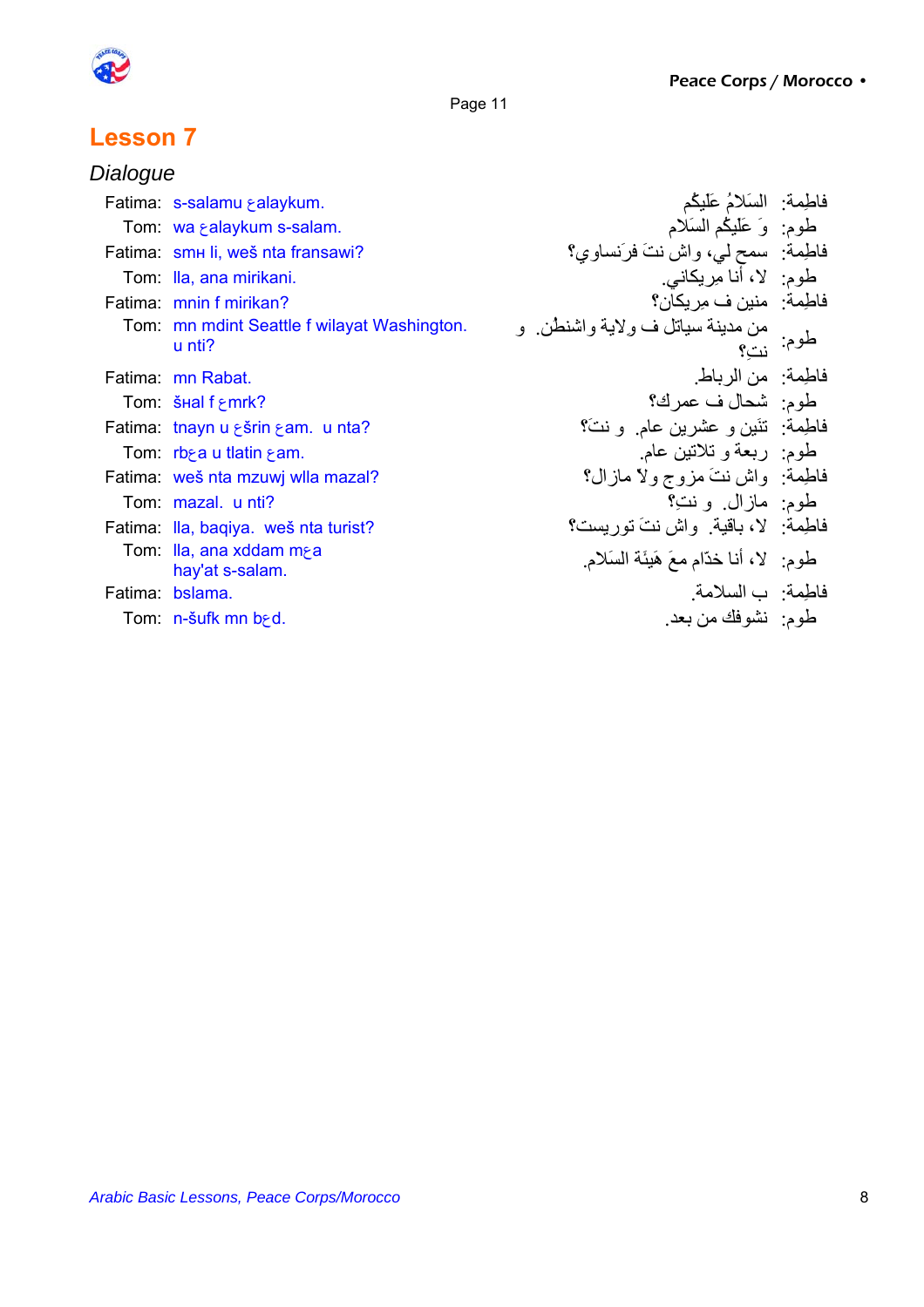## Lesson 7

### *Dialogue*

| | | | |
|---|---|---|---|
| Fatima: | s-salamu ɛalaykum. | السَلاَمُ عَلَيكُم | فاطِمة: |
| Tom: | wa ɛalaykum s-salam. | وَ عَلَيكُم السَلام | طوم: |
| Fatima: | smн li, weš nta fransawi? | سمح لي، واش نتَ فرَنساوي؟ | فاطِمة: |
| Tom: | lla, ana mirikani. | لا، أنا مِريكاني. | طوم: |
| Fatima: | mnin f mirikan? | منين ف مِريكان؟ | فاطِمة: |
| Tom: | mn mdint Seattle f wilayat Washington. u nti? | من مدينة سياتل ف ولاية واشنطن. و نتِ؟ | طوم: |
| Fatima: | mn Rabat. | من الرباط. | فاطِمة: |
| Tom: | šнal f ɛmrk? | شحال ف عمرك؟ | طوم: |
| Fatima: | tnayn u ɛšrin ɛam. u nta? | تَنَين و عشرين عام. و نتَ؟ | فاطِمة: |
| Tom: | rbɛa u tlatin ɛam. | ربعة و تلاتين عام. | طوم: |
| Fatima: | weš nta mzuwj wlla mazal? | واش نتَ مزوج ولاّ مازال؟ | فاطِمة: |
| Tom: | mazal. u nti? | مازال. و نتِ؟ | طوم: |
| Fatima: | lla, baqiya. weš nta turist? | لا، باقية. واش نتَ توريست؟ | فاطِمة: |
| Tom: | lla, ana xddam mɛa hay'at s-salam. | لا، أنا خدّام معَ هَيئَة السَلام. | طوم: |
| Fatima: | bslama. | ب السلامة. | فاطِمة: |
| Tom: | n-šufk mn bɛd. | نشوفك من بعد. | طوم: |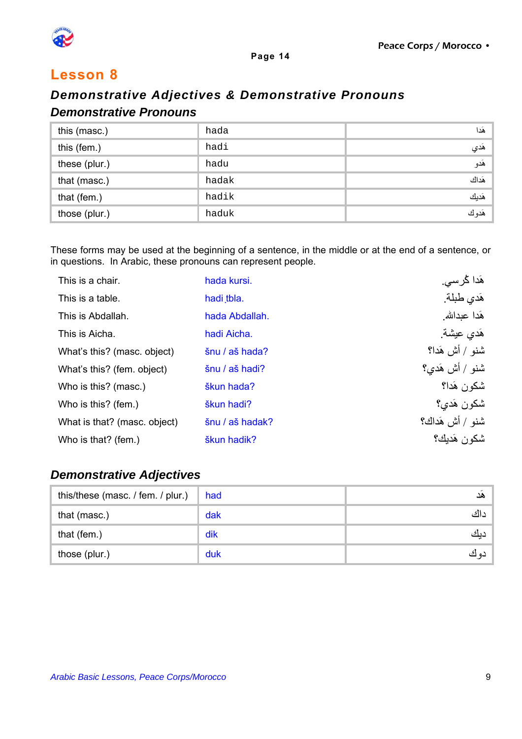# Lesson 8

## Demonstrative Adjectives & Demonstrative Pronouns

### Demonstrative Pronouns

| | | |
|---|---|---|
| this (masc.) | hada | هَدا |
| this (fem.) | hadi | هَدي |
| these (plur.) | hadu | هَدو |
| that (masc.) | hadak | هَداك |
| that (fem.) | hadik | هَديك |
| those (plur.) | haduk | هَدوك |

These forms may be used at the beginning of a sentence, in the middle or at the end of a sentence, or in questions. In Arabic, these pronouns can represent people.

| | | |
|---|---|---|
| This is a chair. | hada kursi. | هَدا كُرسي. |
| This is a table. | hadi ṭbla. | هَدي طبلة. |
| This is Abdallah. | hada Abdallah. | هَدا عبدالله. |
| This is Aicha. | hadi Aicha. | هَدي عيشة. |
| What's this? (masc. object) | šnu / aš hada? | شنو / أش هَدا؟ |
| What's this? (fem. object) | šnu / aš hadi? | شنو / أش هَدي؟ |
| Who is this? (masc.) | škun hada? | شكون هَدا؟ |
| Who is this? (fem.) | škun hadi? | شكون هَدي؟ |
| What is that? (masc. object) | šnu / aš hadak? | شنو / أش هَداك؟ |
| Who is that? (fem.) | škun hadik? | شكون هَديك؟ |

### Demonstrative Adjectives

| | | |
|---|---|---|
| this/these (masc. / fem. / plur.) | had | هَد |
| that (masc.) | dak | داك |
| that (fem.) | dik | ديك |
| those (plur.) | duk | دوك |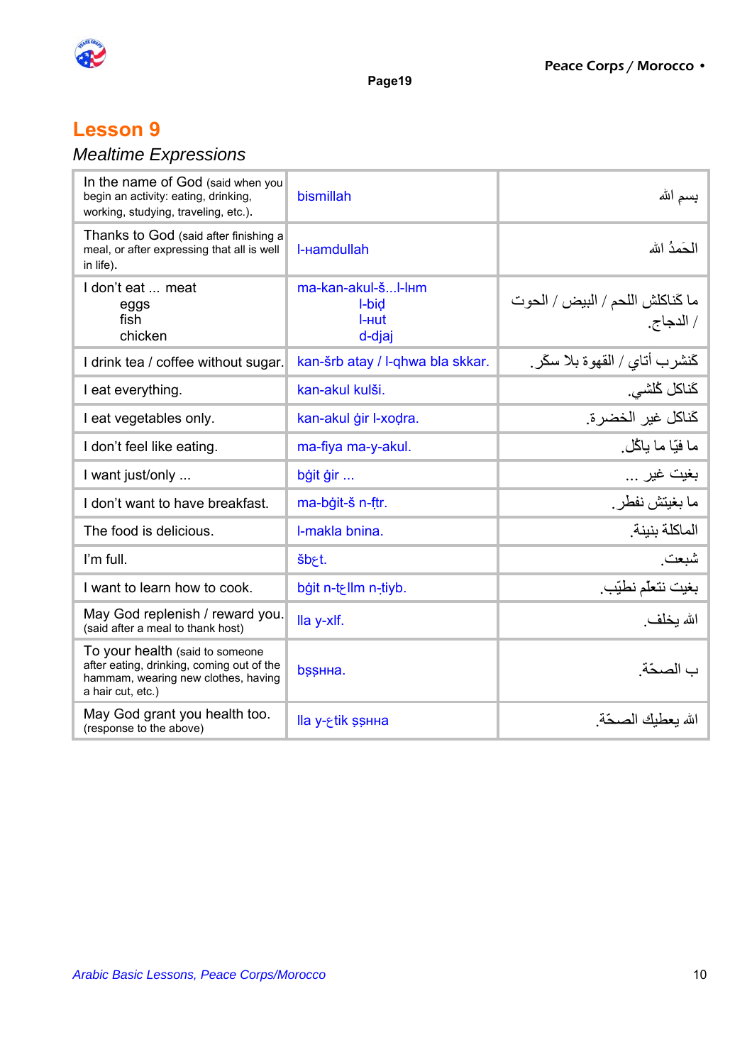## Lesson 9

*Mealtime Expressions*

| | | |
|---|---|---|
| In the name of God (said when you begin an activity: eating, drinking, working, studying, traveling, etc.). | bismillah | بسم الله |
| Thanks to God (said after finishing a meal, or after expressing that all is well in life). | l-ћamdullah | الحَمدُ الله |
| I don't eat ... meat<br>eggs<br>fish<br>chicken | ma-kan-akul-š...l-lћm<br>l-biḍ<br>l-ћut<br>d-djaj | ما كناكلش اللحم / البيض / الحوت / الدجاج. |
| I drink tea / coffee without sugar. | kan-šrb atay / l-qhwa bla skkar. | كنشرب أتاي / القهوة بلا سكّر. |
| I eat everything. | kan-akul kulši. | كناكل كلشي. |
| I eat vegetables only. | kan-akul ġir l-xoḍra. | كناكل غير الخضرة. |
| I don't feel like eating. | ma-fiya ma-y-akul. | ما فيّا ما ياكل. |
| I want just/only ... | bġit ġir ... | بغيت غير ... |
| I don't want to have breakfast. | ma-bġit-š n-fṭr. | ما بغيتش نفطر. |
| The food is delicious. | l-makla bnina. | الماكلة بنينة. |
| I'm full. | šbɛt. | شبعت. |
| I want to learn how to cook. | bġit n-tɛllm n-ṭiyb. | بغيت نتعلّم نطيّب. |
| May God replenish / reward you. (said after a meal to thank host) | lla y-xlf. | الله يخلف. |
| To your health (said to someone after eating, drinking, coming out of the hammam, wearing new clothes, having a hair cut, etc.) | bṣṣћћa. | ب الصحّة. |
| May God grant you health too. (response to the above) | lla y-ɛtik ṣṣћћa | الله يعطيك الصحّة. |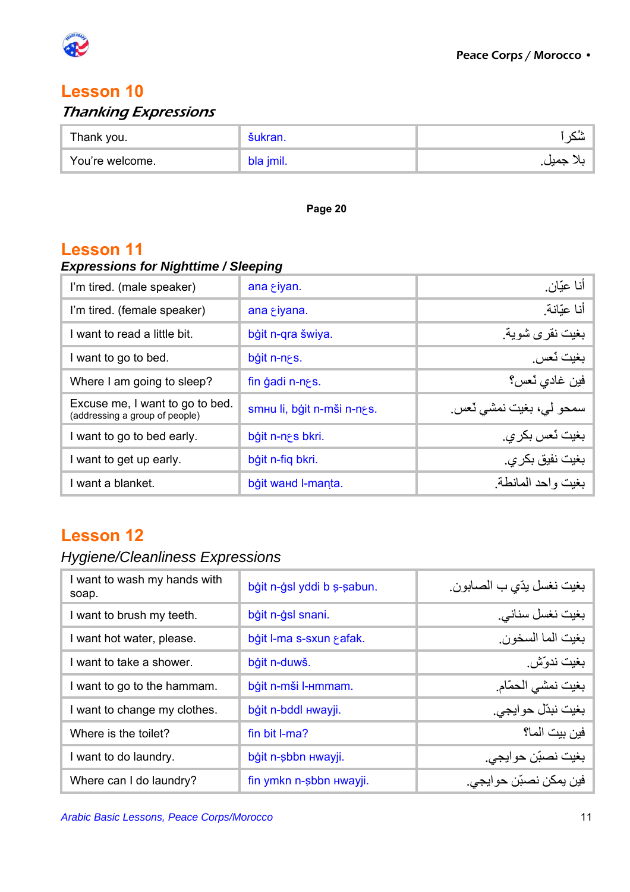## Lesson 10

### *Thanking Expressions*

| | | |
|---|---|---|
| Thank you. | šukran. | شكراً |
| You're welcome. | bla jmil. | بلا جميل. |

**Page 20**

## Lesson 11

### *Expressions for Nighttime / Sleeping*

| | | |
|---|---|---|
| I'm tired. (male speaker) | ana ع iyan. | أنا عيّان. |
| I'm tired. (female speaker) | ana ع iyana. | أنا عيّانة. |
| I want to read a little bit. | bġit n-qra šwiya. | بغيت نقرى شوية. |
| I want to go to bed. | bġit n-nعs. | بغيت نّعس. |
| Where I am going to sleep? | fin ġadi n-nعs. | فين غادي نّعس؟ |
| Excuse me, I want to go to bed. (addressing a group of people) | smнu li, bġit n-mši n-nعs. | سمحو لي، بغيت نمشي نّعس. |
| I want to go to bed early. | bġit n-nعs bkri. | بغيت نّعس بكري. |
| I want to get up early. | bġit n-fiq bkri. | بغيت نفيق بكري. |
| I want a blanket. | bġit waнd l-manṭa. | بغيت واحد المانطة. |

## Lesson 12

### *Hygiene/Cleanliness Expressions*

| | | |
|---|---|---|
| I want to wash my hands with soap. | bġit n-ġsl yddi b ṣ-ṣabun. | بغيت نغسل يدّي ب الصابون. |
| I want to brush my teeth. | bġit n-ġsl snani. | بغيت نغسل سناني. |
| I want hot water, please. | bġit l-ma s-sxun عafak. | بغيت الما السخون. |
| I want to take a shower. | bġit n-duwš. | بغيت ندوّش. |
| I want to go to the hammam. | bġit n-mši l-нmmam. | بغيت نمشي الحمّام. |
| I want to change my clothes. | bġit n-bddl нwayji. | بغيت نبدّل حوايجي. |
| Where is the toilet? | fin bit l-ma? | فين بيت الما؟ |
| I want to do laundry. | bġit n-ṣbbn нwayji. | بغيت نصبّن حوايجي. |
| Where can I do laundry? | fin ymkn n-ṣbbn нwayji. | فين يمكن نصبّن حوايجي. |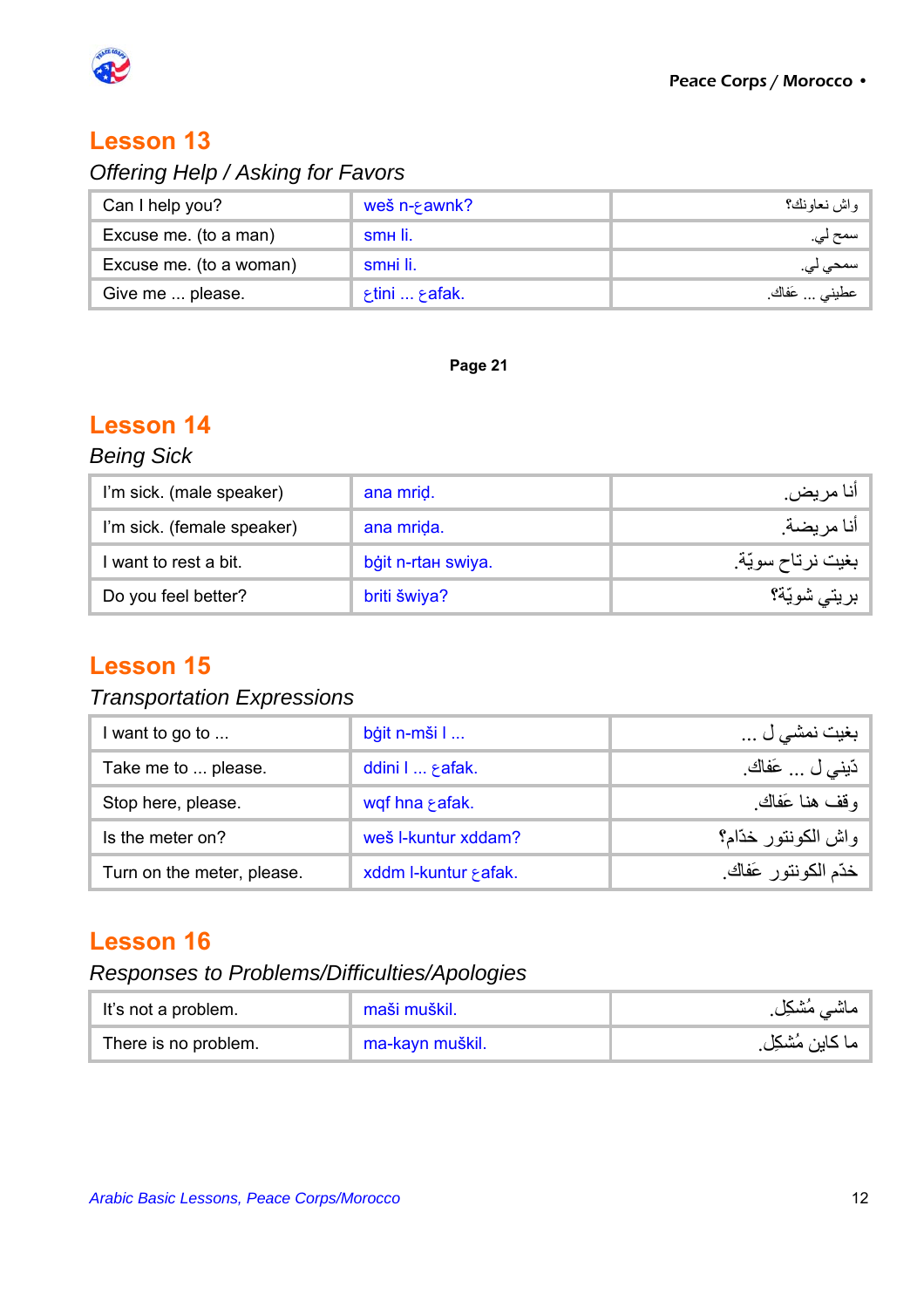## Lesson 13

*Offering Help / Asking for Favors*

| | | |
|---|---|---|
| Can I help you? | weš n-ɛawnk? | واش نعاونك؟ |
| Excuse me. (to a man) | smн li. | سمح لي. |
| Excuse me. (to a woman) | smнi li. | سمحي لي. |
| Give me ... please. | ɛtini ... ɛafak. | عطيني ... عفاك. |

**Page 21**

## Lesson 14

*Being Sick*

| | | |
|---|---|---|
| I'm sick. (male speaker) | ana mriḍ. | أنا مريض. |
| I'm sick. (female speaker) | ana mriḍa. | أنا مريضة. |
| I want to rest a bit. | bġit n-rtaн swiya. | بغيت نرتاح سويّة. |
| Do you feel better? | briti šwiya? | بريتي شويّة؟ |

## Lesson 15

*Transportation Expressions*

| | | |
|---|---|---|
| I want to go to ... | bġit n-mši l ... | بغيت نمشي ل ... |
| Take me to ... please. | ddini l ... ɛafak. | دّيني ل ... عَفاك. |
| Stop here, please. | wqf hna ɛafak. | وقف هنا عَفاك. |
| Is the meter on? | weš l-kuntur xddam? | واش الكونتور خدّام؟ |
| Turn on the meter, please. | xddm l-kuntur ɛafak. | خدّم الكونتور عَفاك. |

## Lesson 16

*Responses to Problems/Difficulties/Apologies*

| | | |
|---|---|---|
| It's not a problem. | maši muškil. | ماشي مُشكِل. |
| There is no problem. | ma-kayn muškil. | ما كاين مُشكِل. |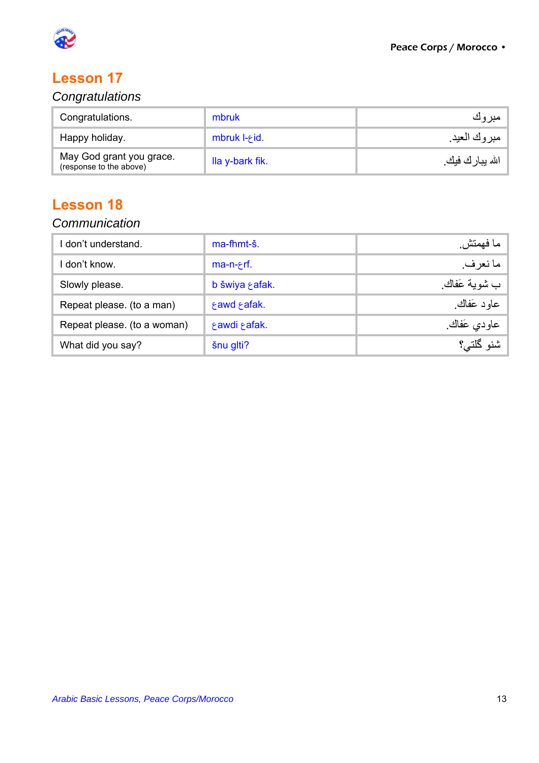## Lesson 17

*Congratulations*

| | | |
|---|---|---|
| Congratulations. | mbruk | مبروك |
| Happy holiday. | mbruk l-ع id. | مبروك العيد. |
| May God grant you grace. (response to the above) | lla y-bark fik. | الله يبارك فيك. |

## Lesson 18

*Communication*

| | | |
|---|---|---|
| I don't understand. | ma-fhmt-š. | ما فهمتش. |
| I don't know. | ma-n-ع rf. | ما نعرف. |
| Slowly please. | b šwiya ع afak. | ب شوية عَفاك. |
| Repeat please. (to a man) | ع awd ع afak. | عاود عَفاك. |
| Repeat please. (to a woman) | ع awdi ع afak. | عاودي عَفاك. |
| What did you say? | šnu glti? | شنو ݣلتي؟ |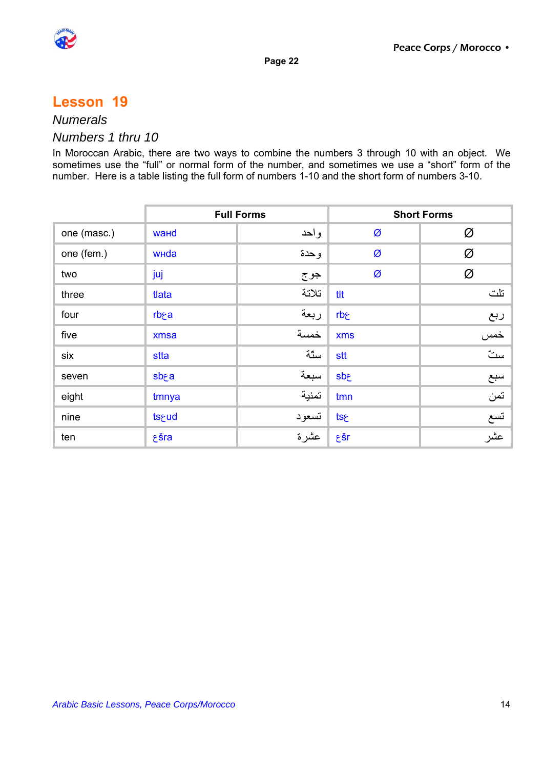## Lesson 19

### *Numerals*

### *Numbers 1 thru 10*

In Moroccan Arabic, there are two ways to combine the numbers 3 through 10 with an object. We sometimes use the "full" or normal form of the number, and sometimes we use a "short" form of the number. Here is a table listing the full form of numbers 1-10 and the short form of numbers 3-10.

| | Full Forms | | Short Forms | |
|---|---|---|---|---|
| one (masc.) | waнd | واحد | Ø | Ø |
| one (fem.) | wнda | وحدة | Ø | Ø |
| two | juj | جوج | Ø | Ø |
| three | tlata | تلاتة | tlt | تلت |
| four | rbεa | ربعة | rbε | ربع |
| five | xmsa | خمسة | xms | خمس |
| six | stta | ستّة | stt | ستّ |
| seven | sbεa | سبعة | sbε | سبع |
| eight | tmnya | تمنية | tmn | تمن |
| nine | tsεud | تسعود | tsε | تسع |
| ten | εšra | عشرة | εšr | عشر |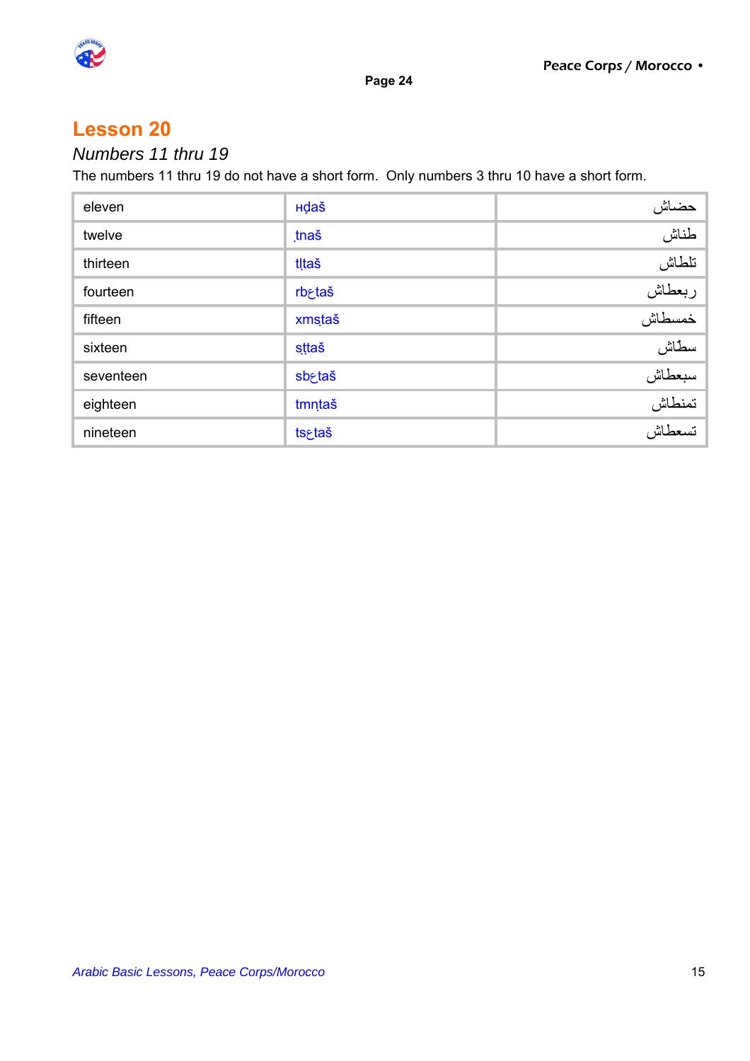## Lesson 20

*Numbers 11 thru 19*

The numbers 11 thru 19 do not have a short form. Only numbers 3 thru 10 have a short form.

| | | |
|---|---|---|
| eleven | ʜḍaš | حضاش |
| twelve | ṭnaš | طناش |
| thirteen | tḷtaš | تلطاش |
| fourteen | rbʕtaš | ربعطاش |
| fifteen | xmsṭaš | خمسطاش |
| sixteen | sṭtaš | سطّاش |
| seventeen | sbʕtaš | سبعطاش |
| eighteen | tmnṭaš | تمنطاش |
| nineteen | tsʕtaš | تسعطاش |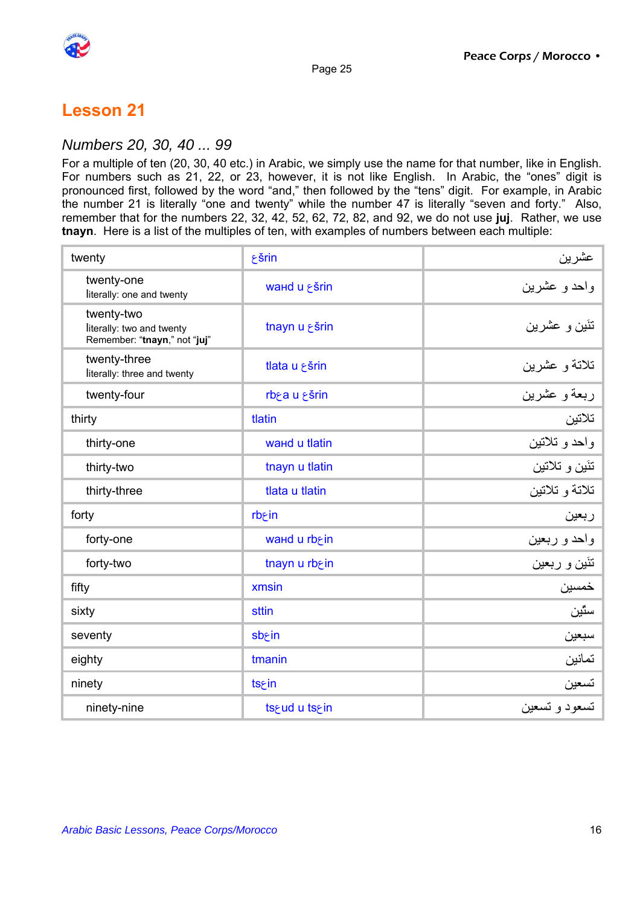# Lesson 21

## *Numbers 20, 30, 40 ... 99*

For a multiple of ten (20, 30, 40 etc.) in Arabic, we simply use the name for that number, like in English. For numbers such as 21, 22, or 23, however, it is not like English. In Arabic, the "ones" digit is pronounced first, followed by the word "and," then followed by the "tens" digit. For example, in Arabic the number 21 is literally "one and twenty" while the number 47 is literally "seven and forty." Also, remember that for the numbers 22, 32, 42, 52, 62, 72, 82, and 92, we do not use **juj**. Rather, we use **tnayn**. Here is a list of the multiples of ten, with examples of numbers between each multiple:

| | | |
|---|---|---|
| twenty | ɛšrin | عشرين |
| twenty-one<br>literally: one and twenty | waнd u ɛšrin | واحد و عشرين |
| twenty-two<br>literally: two and twenty<br>Remember: "**tnayn**," not "**juj**" | tnayn u ɛšrin | تنَين و عشرين |
| twenty-three<br>literally: three and twenty | tlata u ɛšrin | تلاتة و عشرين |
| twenty-four | rbɛa u ɛšrin | ربعة و عشرين |
| thirty | tlatin | تلاتين |
| thirty-one | waнd u tlatin | واحد و تلاتين |
| thirty-two | tnayn u tlatin | تنَين و تلاتين |
| thirty-three | tlata u tlatin | تلاتة و تلاتين |
| forty | rbɛin | ربعين |
| forty-one | waнd u rbɛin | واحد و ربعين |
| forty-two | tnayn u rbɛin | تنَين و ربعين |
| fifty | xmsin | خمسين |
| sixty | sttin | ستّين |
| seventy | sbɛin | سبعين |
| eighty | tmanin | تمانين |
| ninety | tsɛin | تسعين |
| ninety-nine | tsɛud u tsɛin | تسعود و تسعين |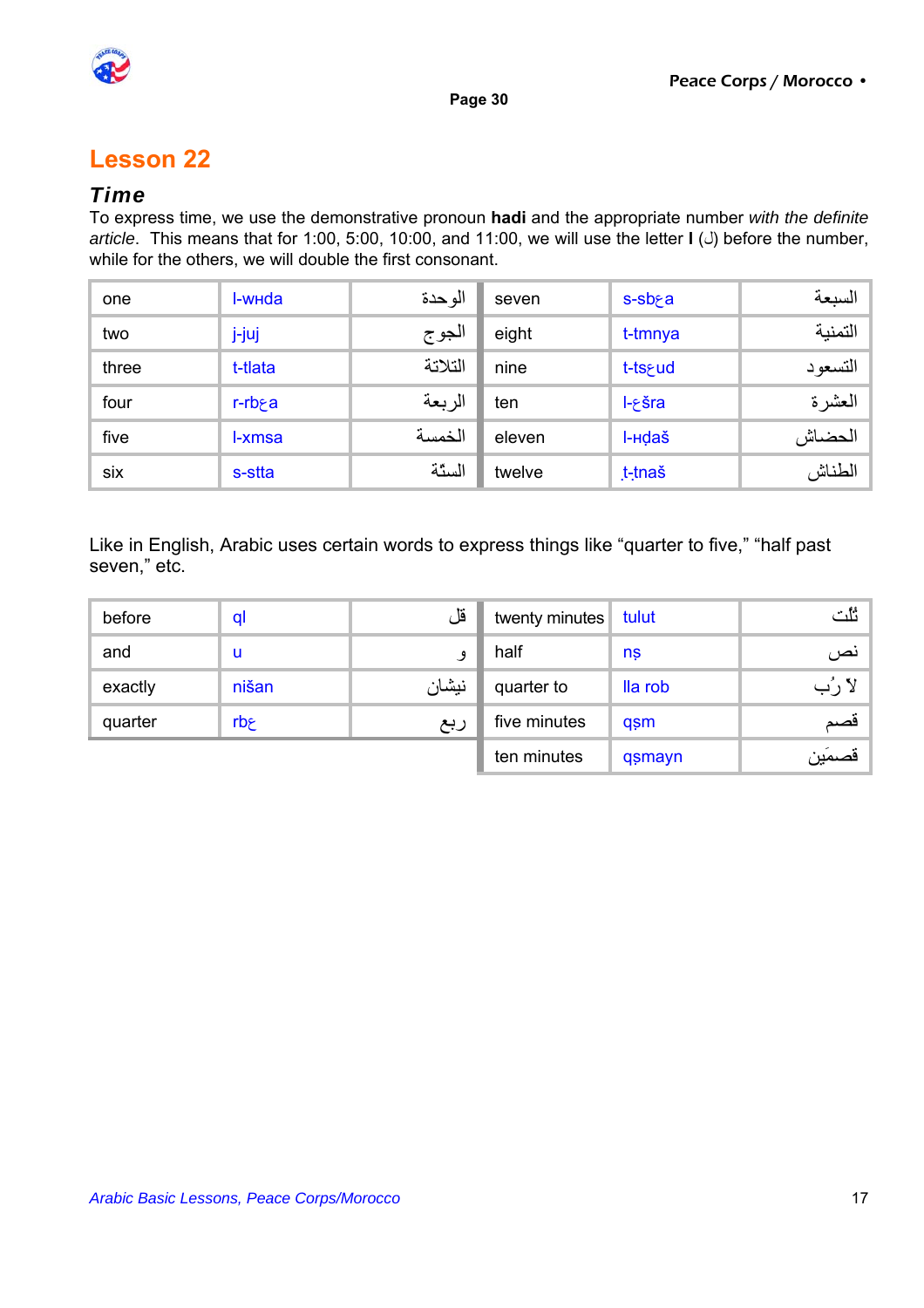# Lesson 22

## *Time*

To express time, we use the demonstrative pronoun **hadi** and the appropriate number *with the definite article*. This means that for 1:00, 5:00, 10:00, and 11:00, we will use the letter **l** (ل) before the number, while for the others, we will double the first consonant.

| | | | | | |
|---|---|---|---|---|---|
| one | l-wнda | الوحدة | seven | s-sbƹa | السبعة |
| two | j-juj | الجوج | eight | t-tmnya | التمنية |
| three | t-tlata | التلاتة | nine | t-tsƹud | التسعود |
| four | r-rbƹa | الربعة | ten | l-ƹšra | العشرة |
| five | l-xmsa | الخمسة | eleven | l-нḍaš | الحضاش |
| six | s-stta | الستّة | twelve | ṭ-ṭnaš | الطناش |

Like in English, Arabic uses certain words to express things like “quarter to five,” “half past seven,” etc.

| | | | | | |
|---|---|---|---|---|---|
| before | ql | قل | twenty minutes | tulut | ثلث |
| and | u | و | half | nṣ | نص |
| exactly | nišan | نيشان | quarter to | lla rob | لا رُب |
| quarter | rbƹ | ربع | five minutes | qṣm | قصم |
| | | | ten minutes | qṣmayn | قصمين |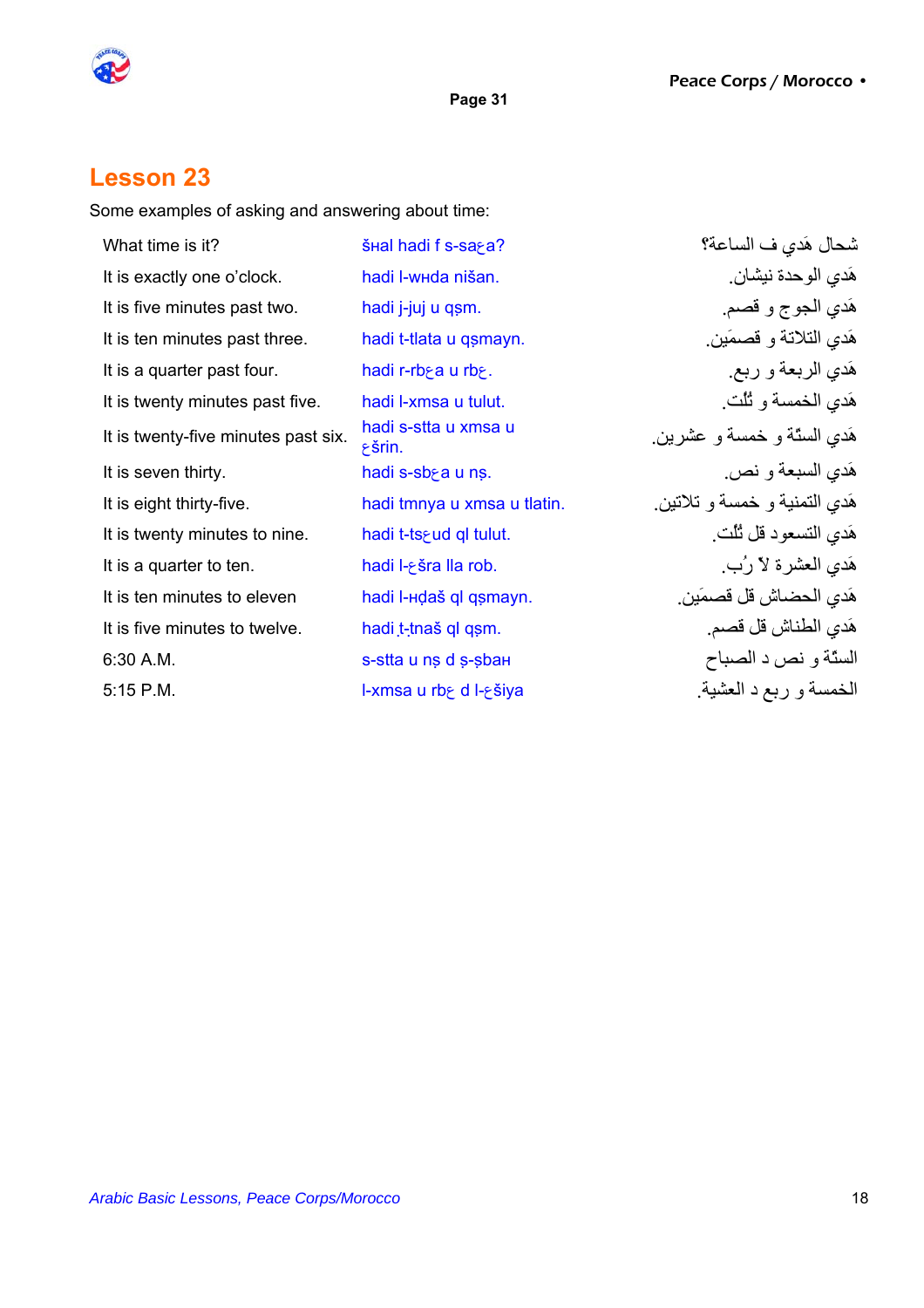## Lesson 23

Some examples of asking and answering about time:

| | | |
|---|---|---|
| What time is it? | šнal hadi f s-saɛa? | شحال هَدي ف الساعة؟ |
| It is exactly one o'clock. | hadi l-wнda nišan. | هَدي الوحدة نيشان. |
| It is five minutes past two. | hadi j-juj u qṣm. | هَدي الجوج و قصم. |
| It is ten minutes past three. | hadi t-tlata u qṣmayn. | هَدي التلاتة و قصمَين. |
| It is a quarter past four. | hadi r-rbɛa u rbɛ. | هَدي الربعة و ربع. |
| It is twenty minutes past five. | hadi l-xmsa u tulut. | هَدي الخمسة و ثُلث. |
| It is twenty-five minutes past six. | hadi s-stta u xmsa u ɛšrin. | هَدي الستّة و خمسة و عشرين. |
| It is seven thirty. | hadi s-sbɛa u nṣ. | هَدي السبعة و نص. |
| It is eight thirty-five. | hadi tmnya u xmsa u tlatin. | هَدي التمنية و خمسة و تلاتين. |
| It is twenty minutes to nine. | hadi t-tsɛud ql tulut. | هَدي التسعود قل ثُلث. |
| It is a quarter to ten. | hadi l-ɛšra lla rob. | هَدي العشرة لاّ رُب. |
| It is ten minutes to eleven | hadi l-нḍaš ql qṣmayn. | هَدي الحضاش قل قصميَن. |
| It is five minutes to twelve. | hadi ṭ-ṭnaš ql qṣm. | هَدي الطناش قل قصم. |
| 6:30 A.M. | s-stta u nṣ d ṣ-ṣbaн | الستّة و نص د الصباح |
| 5:15 P.M. | l-xmsa u rbɛ d l-ɛšiya | الخمسة و ربع د العشية. |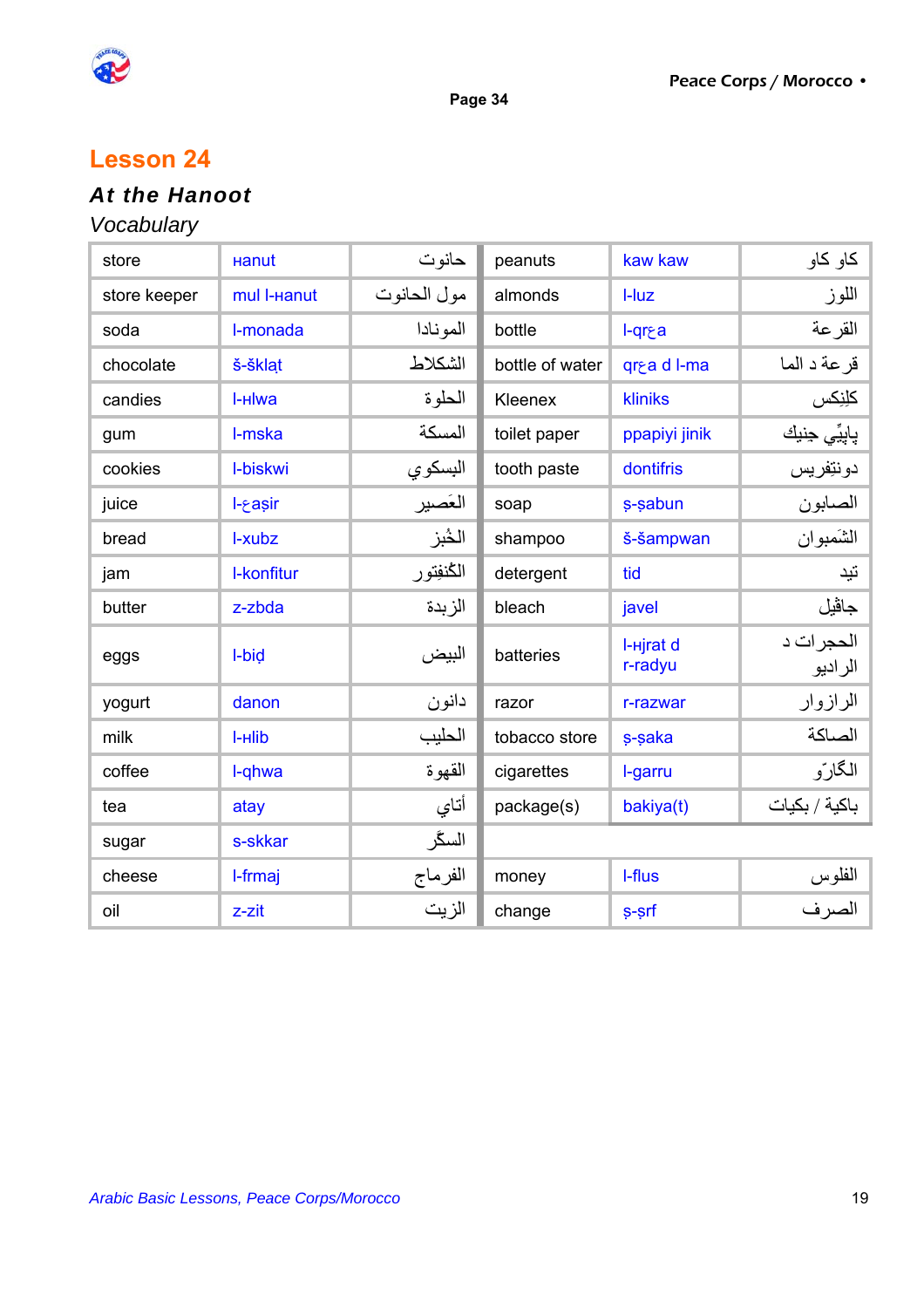# Lesson 24

## *At the Hanoot*

### Vocabulary

| | | | | | |
|---|---|---|---|---|---|
| store | ʜanut | حانوت | peanuts | kaw kaw | كاو كاو |
| store keeper | mul l-ʜanut | مول الحانوت | almonds | l-luz | اللوز |
| soda | l-monada | الموناda | bottle | l-qrɛa | القرعة |
| chocolate | š-šklaṭ | الشكلاط | bottle of water | qrɛa d l-ma | قرعة د الما |
| candies | l-ʜlwa | الحلوة | Kleenex | kliniks | كلِنِكس |
| gum | l-mska | المسكة | toilet paper | ppapiyi jinik | پاپيِّي جنيك |
| cookies | l-biskwi | البسكوي | tooth paste | dontifris | دونتِفريس |
| juice | l-ɛaṣir | العَصير | soap | ṣ-ṣabun | الصابون |
| bread | l-xubz | الخُبز | shampoo | š-šampwan | الشَمبوان |
| jam | l-konfitur | الكُنفِتور | detergent | tid | تيد |
| butter | z-zbda | الزبدة | bleach | javel | جاڤيل |
| eggs | l-biḍ | البيض | batteries | l-ʜjrat d r-radyu | الحجرات د الراديو |
| yogurt | danon | دانون | razor | r-razwar | الرازوار |
| milk | l-ʜlib | الحليب | tobacco store | ṣ-ṣaka | الصاكة |
| coffee | l-qhwa | القهوة | cigarettes | l-garru | الگارّو |
| tea | atay | أتاي | package(s) | bakiya(t) | باكية / بكيات |
| sugar | s-skkar | السكّر | | | |
| cheese | l-frmaj | الفرماج | money | l-flus | الفلوس |
| oil | z-zit | الزيت | change | ṣ-ṣrf | الصرف |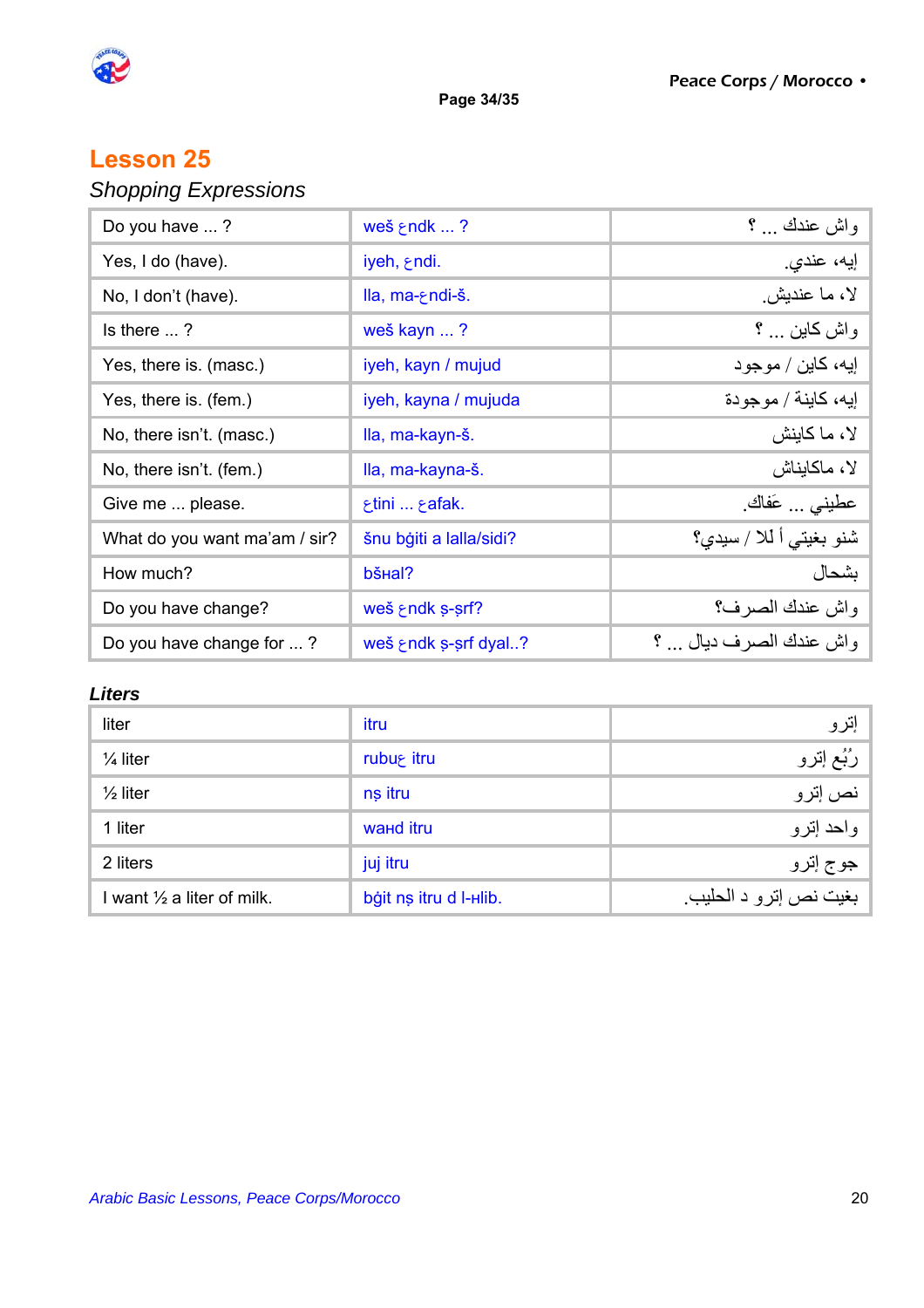## Lesson 25

*Shopping Expressions*

| Do you have ... ? | weš ɛndk ... ? | واش عندك ... ؟ |
|---|---|---|
| Yes, I do (have). | iyeh, ɛndi. | إيه، عندي. |
| No, I don't (have). | lla, ma-ɛndi-š. | لا، ما عنديش. |
| Is there ... ? | weš kayn ... ? | واش كاين ... ؟ |
| Yes, there is. (masc.) | iyeh, kayn / mujud | إيه، كاين / موجود |
| Yes, there is. (fem.) | iyeh, kayna / mujuda | إيه، كاينة / موجودة |
| No, there isn't. (masc.) | lla, ma-kayn-š. | لا، ما كاينش |
| No, there isn't. (fem.) | lla, ma-kayna-š. | لا، ماكايناش |
| Give me ... please. | ɛtini ... ɛafak. | عطيني ... عَفاك. |
| What do you want ma'am / sir? | šnu bġiti a lalla/sidi? | شنو بغيتي أ للا / سيدي؟ |
| How much? | bšʜal? | بشحال |
| Do you have change? | weš ɛndk ṣ-ṣrf? | واش عندك الصرف؟ |
| Do you have change for ... ? | weš ɛndk ṣ-ṣrf dyal..? | واش عندك الصرف ديال ... ؟ |

### *Liters*

| liter | itru | إترو |
|---|---|---|
| ¼ liter | rubuɛ itru | رُبُع إترو |
| ½ liter | nṣ itru | نص إترو |
| 1 liter | waʜd itru | واحد إترو |
| 2 liters | juj itru | جوج إترو |
| I want ½ a liter of milk. | bġit nṣ itru d l-ʜlib. | بغيت نص إترو د الحليب. |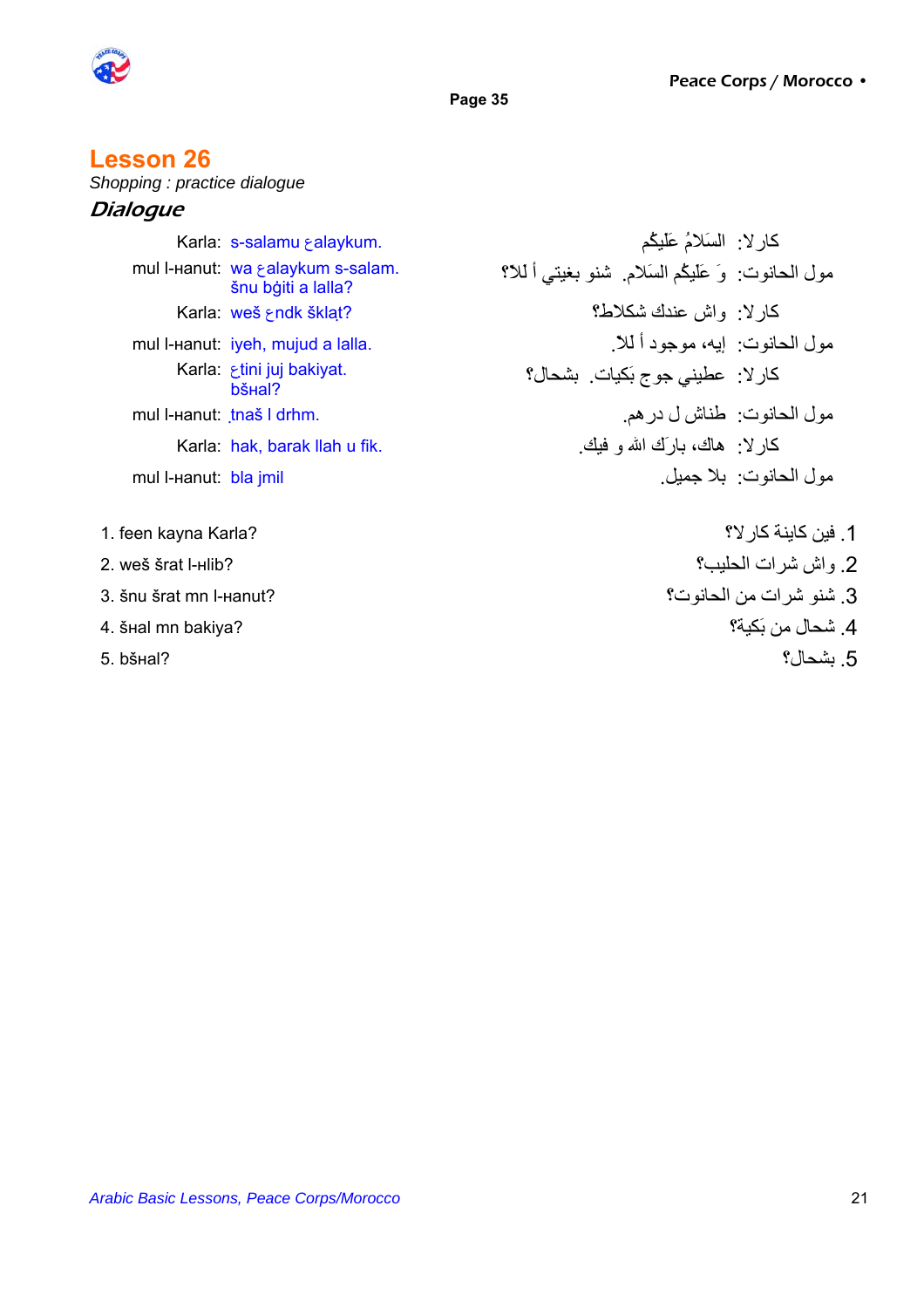## Lesson 26

*Shopping : practice dialogue*

### *Dialogue*

| | | | |
|---|---|---|---|
| Karla: | s-salamu ع alaykum. | السَلامُ عَلَيكُم | كارلا: |
| mul l-Hanut: | wa ع alaykum s-salam. šnu bġiti a lalla? | وَ عَلَيكُم السَلام. شنو بغيتي أ للا؟ | مول الحانوت: |
| Karla: | weš ع ndk šklaṭ? | واش عندك شكلاط؟ | كارلا: |
| mul l-Hanut: | iyeh, mujud a lalla. | إيه، موجود أ للا. | مول الحانوت: |
| Karla: | ع tini juj bakiyat. bšHal? | عطيني جوج بَكيات. بشحال؟ | كارلا: |
| mul l-Hanut: | ṭnaš l drhm. | طناش ل درهم. | مول الحانوت: |
| Karla: | hak, barak llah u fik. | هاك، بارَك الله و فيك. | كارلا: |
| mul l-Hanut: | bla jmil | بلا جميل. | مول الحانوت: |

1. feen kayna Karla? — 1. فين كاينة كارلا؟
2. weš šrat l-Hlib? — 2. واش شرات الحليب؟
3. šnu šrat mn l-Hanut? — 3. شنو شرات من الحانوت؟
4. šHal mn bakiya? — 4. شحال من بَكية؟
5. bšHal? — 5. بشحال؟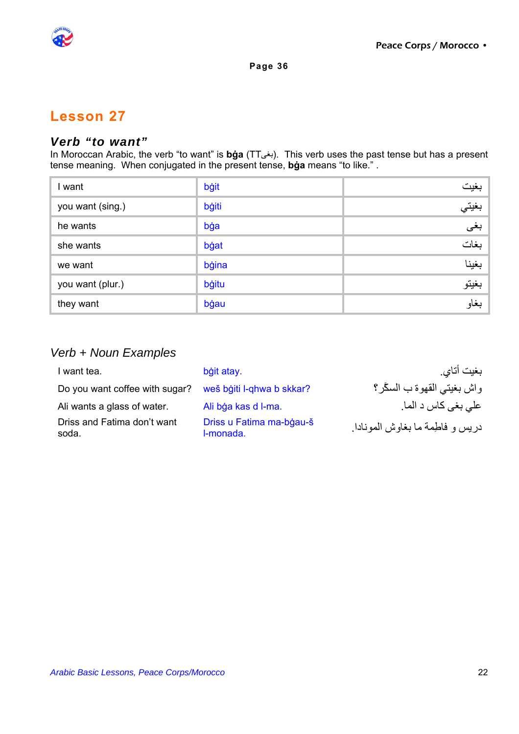## Lesson 27

### *Verb "to want"*

In Moroccan Arabic, the verb "to want" is **bġa** (TTبغى). This verb uses the past tense but has a present tense meaning. When conjugated in the present tense, **bġa** means "to like." .

| I want | bġit | بغيت |
|---|---|---|
| you want (sing.) | bġiti | بغيتي |
| he wants | bġa | بغى |
| she wants | bġat | بغات |
| we want | bġina | بغينا |
| you want (plur.) | bġitu | بغيتو |
| they want | bġau | بغاو |

### *Verb + Noun Examples*

| | | |
|---|---|---|
| I want tea. | bġit atay. | بغيت أتاي. |
| Do you want coffee with sugar? | weš bġiti l-qhwa b skkar? | واش بغيتي القهوة ب السكّر؟ |
| Ali wants a glass of water. | Ali bġa kas d l-ma. | علي بغى كاس د الما. |
| Driss and Fatima don't want soda. | Driss u Fatima ma-bġau-š l-monada. | دريس و فاطِمة ما بغاوش المونادا. |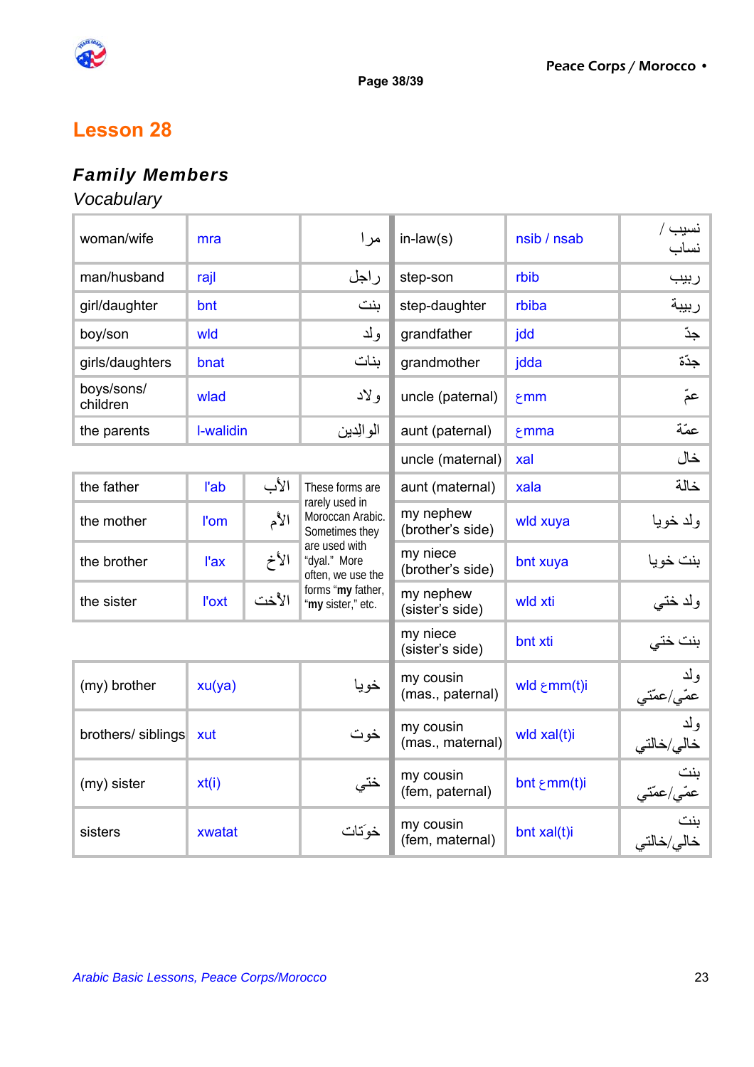## Lesson 28

### *Family Members*

*Vocabulary*

| | | | | | |
|---|---|---|---|---|---|
| woman/wife | mra | مرا | in-law(s) | nsib / nsab | نسيب / نساب |
| man/husband | rajl | راجل | step-son | rbib | ربيب |
| girl/daughter | bnt | بنت | step-daughter | rbiba | ربيبة |
| boy/son | wld | ولد | grandfather | jdd | جدّ |
| girls/daughters | bnat | بنات | grandmother | jdda | جدّة |
| boys/sons/ children | wlad | ولاد | uncle (paternal) | ɛmm | عمّ |
| the parents | l-walidin | الوالدين | aunt (paternal) | ɛmma | عمّة |
| | | | uncle (maternal) | xal | خال |

| | | | | | | |
|---|---|---|---|---|---|---|
| the father | l'ab | الأب | These forms are rarely used in Moroccan Arabic. Sometimes they are used with "dyal." More often, we use the forms "**my** father, "**my** sister," etc. | aunt (maternal) | xala | خالة |
| the mother | l'om | الأم | | my nephew (brother's side) | wld xuya | ولد خويا |
| the brother | l'ax | الأخ | | my niece (brother's side) | bnt xuya | بنت خويا |
| the sister | l'oxt | الأخت | | my nephew (sister's side) | wld xti | ولد ختي |
| | | | | my niece (sister's side) | bnt xti | بنت ختي |

| | | | | | |
|---|---|---|---|---|---|
| (my) brother | xu(ya) | خويا | my cousin (mas., paternal) | wld ɛmm(t)i | ولد عمّي/عمّتي |
| brothers/ siblings | xut | خوت | my cousin (mas., maternal) | wld xal(t)i | ولد خالي/خالتي |
| (my) sister | xt(i) | ختي | my cousin (fem, paternal) | bnt ɛmm(t)i | بنت عمّي/عمّتي |
| sisters | xwatat | خوَتات | my cousin (fem, maternal) | bnt xal(t)i | بنت خالي/خالتي |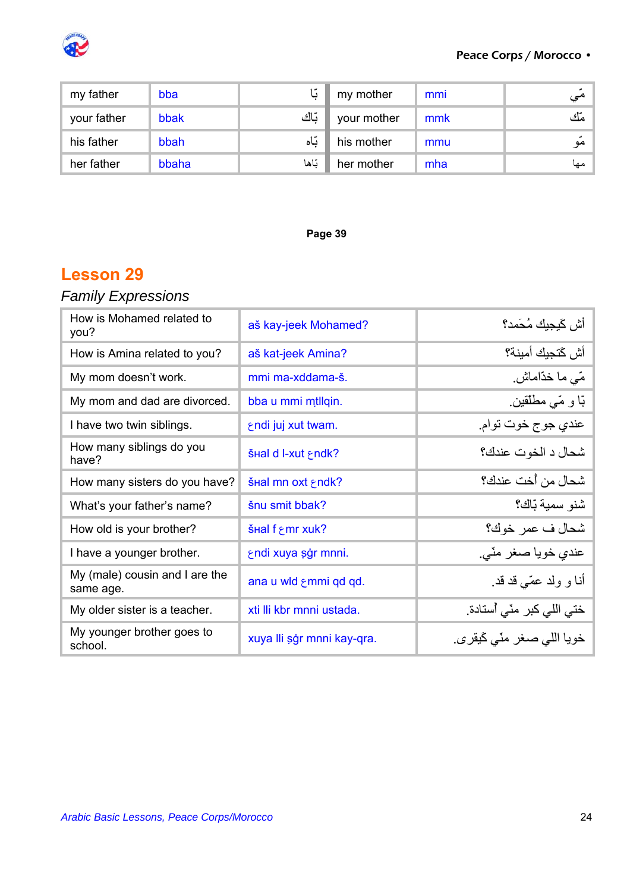| my father | bba | بّا | my mother | mmi | مّي |
|---|---|---|---|---|---|
| your father | bbak | بّاك | your mother | mmk | مّك |
| his father | bbah | بّاه | his mother | mmu | مّو |
| her father | bbaha | بّاها | her mother | mha | مها |

Page 39

## Lesson 29

*Family Expressions*

| How is Mohamed related to you? | aš kay-jeek Mohamed? | أش كَيجيك مُحمد؟ |
|---|---|---|
| How is Amina related to you? | aš kat-jeek Amina? | أش كَتجيك أمينة؟ |
| My mom doesn't work. | mmi ma-xddama-š. | مّي ما خدّاماش. |
| My mom and dad are divorced. | bba u mmi mṭllqin. | بّا و مّي مطلّقين. |
| I have two twin siblings. | ɛndi juj xut twam. | عندي جوج خوت توام. |
| How many siblings do you have? | šHal d l-xut ɛndk? | شحال د الخوت عندك؟ |
| How many sisters do you have? | šHal mn oxt ɛndk? | شحال من أخت عندك؟ |
| What's your father's name? | šnu smit bbak? | شنو سمية بّاك؟ |
| How old is your brother? | šHal f ɛmr xuk? | شحال ف عمر خوك؟ |
| I have a younger brother. | ɛndi xuya ṣġr mnni. | عندي خويا صغر منّي. |
| My (male) cousin and I are the same age. | ana u wld ɛmmi qd qd. | أنا و ولد عمّي قد قد. |
| My older sister is a teacher. | xti lli kbr mnni ustada. | ختي اللي كبر منّي أستادة. |
| My younger brother goes to school. | xuya lli ṣġr mnni kay-qra. | خويا اللي صغر منّي كَيقرى. |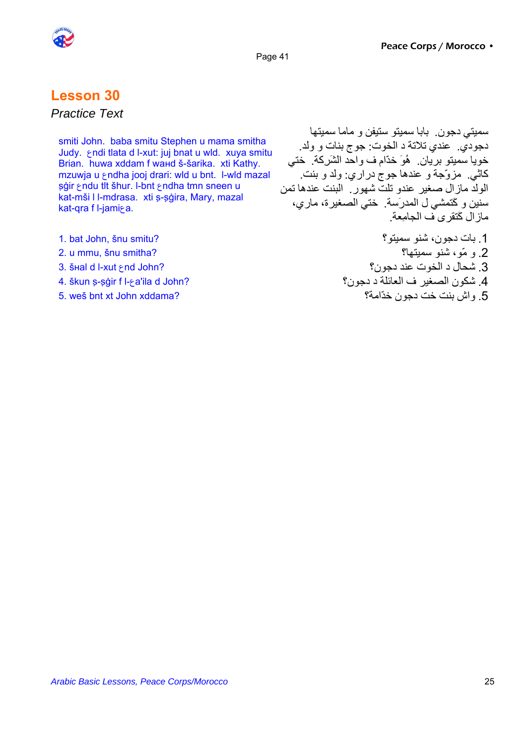## Lesson 30

*Practice Text*

smiti John. baba smitu Stephen u mama smitha Judy. ɛndi tlata d l-xut: juj bnat u wld. xuya smitu Brian. huwa xddam f waнd š-šarika. xti Kathy. mzuwja u ɛndha jooj drari: wld u bnt. l-wld mazal ṣġir ɛndu tlt šhur. l-bnt ɛndha tmn sneen u kat-mši l l-mdrasa. xti ṣ-ṣġira, Mary, mazal kat-qra f l-jamiɛa.

سميتي دجون. بابا سميتو ستيفن و ماما سميتها دجودي. عندي تلاتة د الخوت: جوج بنات و ولد. خويا سميتو بريان. هُوَ خدّام ف واحد الشّرَكة. ختي كاثي. مزوّجة و عندها جوج دراري: ولد و بنت. الولد مازال صغير عندو تلت شهور. البنت عندها تمن سنين و كتمشي ل المدرَسة. ختي الصغيرة، ماري، مازال كتقرى ف الجامِعة.

1. bat John, šnu smitu?
2. u mmu, šnu smitha?
3. šнal d l-xut ɛnd John?
4. škun ṣ-ṣġir f l-ɛa'ila d John?
5. weš bnt xt John xddama?

1. بات دجون، شنو سميتو؟
2. و مّو، شنو سميتها؟
3. شحال د الخوت عند دجون؟
4. شكون الصغير ف العائلة د دجون؟
5. واش بنت خت دجون خدّامة؟